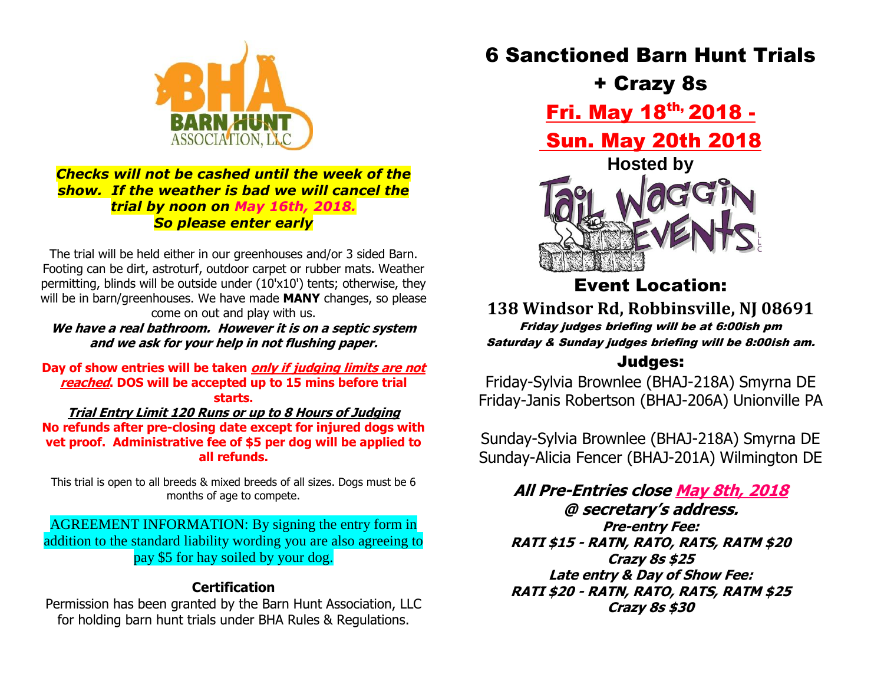BARN HUNT ASSOCIATION, LLC

***Checks will not be cashed until the week of the show. If the weather is bad we will cancel the trial by noon on May 16th, 2018. So please enter early***

The trial will be held either in our greenhouses and/or 3 sided Barn. Footing can be dirt, astroturf, outdoor carpet or rubber mats. Weather permitting, blinds will be outside under (10'x10') tents; otherwise, they will be in barn/greenhouses. We have made **MANY** changes, so please come on out and play with us.

***We have a real bathroom. However it is on a septic system and we ask for your help in not flushing paper.***

**Day of show entries will be taken *only if judging limits are not reached*. DOS will be accepted up to 15 mins before trial starts.**

***Trial Entry Limit 120 Runs or up to 8 Hours of Judging***

**No refunds after pre-closing date except for injured dogs with vet proof. Administrative fee of $5 per dog will be applied to all refunds.**

This trial is open to all breeds & mixed breeds of all sizes. Dogs must be 6 months of age to compete.

AGREEMENT INFORMATION: By signing the entry form in addition to the standard liability wording you are also agreeing to pay $5 for hay soiled by your dog.

**Certification**

Permission has been granted by the Barn Hunt Association, LLC for holding barn hunt trials under BHA Rules & Regulations.

# 6 Sanctioned Barn Hunt Trials + Crazy 8s

## Fri. May 18th, 2018 - Sun. May 20th 2018

**Hosted by**

Tail Waggin Events LLC

## Event Location:

**138 Windsor Rd, Robbinsville, NJ 08691**

***Friday judges briefing will be at 6:00ish pm***
***Saturday & Sunday judges briefing will be 8:00ish am.***

## Judges:

Friday-Sylvia Brownlee (BHAJ-218A) Smyrna DE
Friday-Janis Robertson (BHAJ-206A) Unionville PA

Sunday-Sylvia Brownlee (BHAJ-218A) Smyrna DE
Sunday-Alicia Fencer (BHAJ-201A) Wilmington DE

***All Pre-Entries close May 8th, 2018 @ secretary's address.***

***Pre-entry Fee:***
***RATI $15 - RATN, RATO, RATS, RATM $20***
***Crazy 8s $25***
***Late entry & Day of Show Fee:***
***RATI $20 - RATN, RATO, RATS, RATM $25***
***Crazy 8s $30***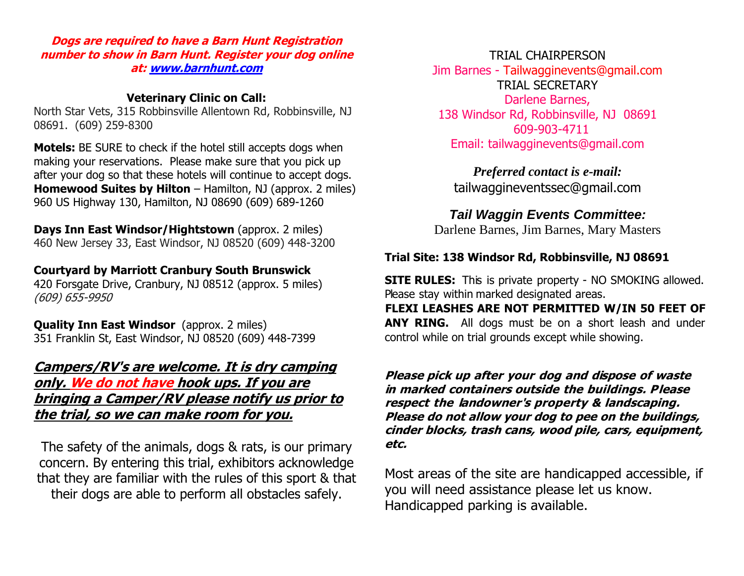***Dogs are required to have a Barn Hunt Registration number to show in Barn Hunt. Register your dog online at: www.barnhunt.com***

**Veterinary Clinic on Call:**

North Star Vets, 315 Robbinsville Allentown Rd, Robbinsville, NJ 08691. (609) 259-8300

**Motels:** BE SURE to check if the hotel still accepts dogs when making your reservations. Please make sure that you pick up after your dog so that these hotels will continue to accept dogs.

**Homewood Suites by Hilton** – Hamilton, NJ (approx. 2 miles)
960 US Highway 130, Hamilton, NJ 08690 (609) 689-1260

**Days Inn East Windsor/Hightstown** (approx. 2 miles)
460 New Jersey 33, East Windsor, NJ 08520 (609) 448-3200

**Courtyard by Marriott Cranbury South Brunswick**
420 Forsgate Drive, Cranbury, NJ 08512 (approx. 5 miles)
*(609) 655-9950*

**Quality Inn East Windsor** (approx. 2 miles)
351 Franklin St, East Windsor, NJ 08520 (609) 448-7399

***Campers/RV's are welcome. It is dry camping only. We do not have hook ups. If you are bringing a Camper/RV please notify us prior to the trial, so we can make room for you.***

The safety of the animals, dogs & rats, is our primary concern. By entering this trial, exhibitors acknowledge that they are familiar with the rules of this sport & that their dogs are able to perform all obstacles safely.

TRIAL CHAIRPERSON
Jim Barnes - Tailwagginevents@gmail.com
TRIAL SECRETARY
Darlene Barnes,
138 Windsor Rd, Robbinsville, NJ 08691
609-903-4711
Email: tailwagginevents@gmail.com

***Preferred contact is e-mail:***
tailwaggineventssec@gmail.com

***Tail Waggin Events Committee:***
Darlene Barnes, Jim Barnes, Mary Masters

**Trial Site: 138 Windsor Rd, Robbinsville, NJ 08691**

**SITE RULES:** This is private property - NO SMOKING allowed. Please stay within marked designated areas.
**FLEXI LEASHES ARE NOT PERMITTED W/IN 50 FEET OF ANY RING.** All dogs must be on a short leash and under control while on trial grounds except while showing.

***Please pick up after your dog and dispose of waste in marked containers outside the buildings. Please respect the landowner's property & landscaping. Please do not allow your dog to pee on the buildings, cinder blocks, trash cans, wood pile, cars, equipment, etc.***

Most areas of the site are handicapped accessible, if you will need assistance please let us know. Handicapped parking is available.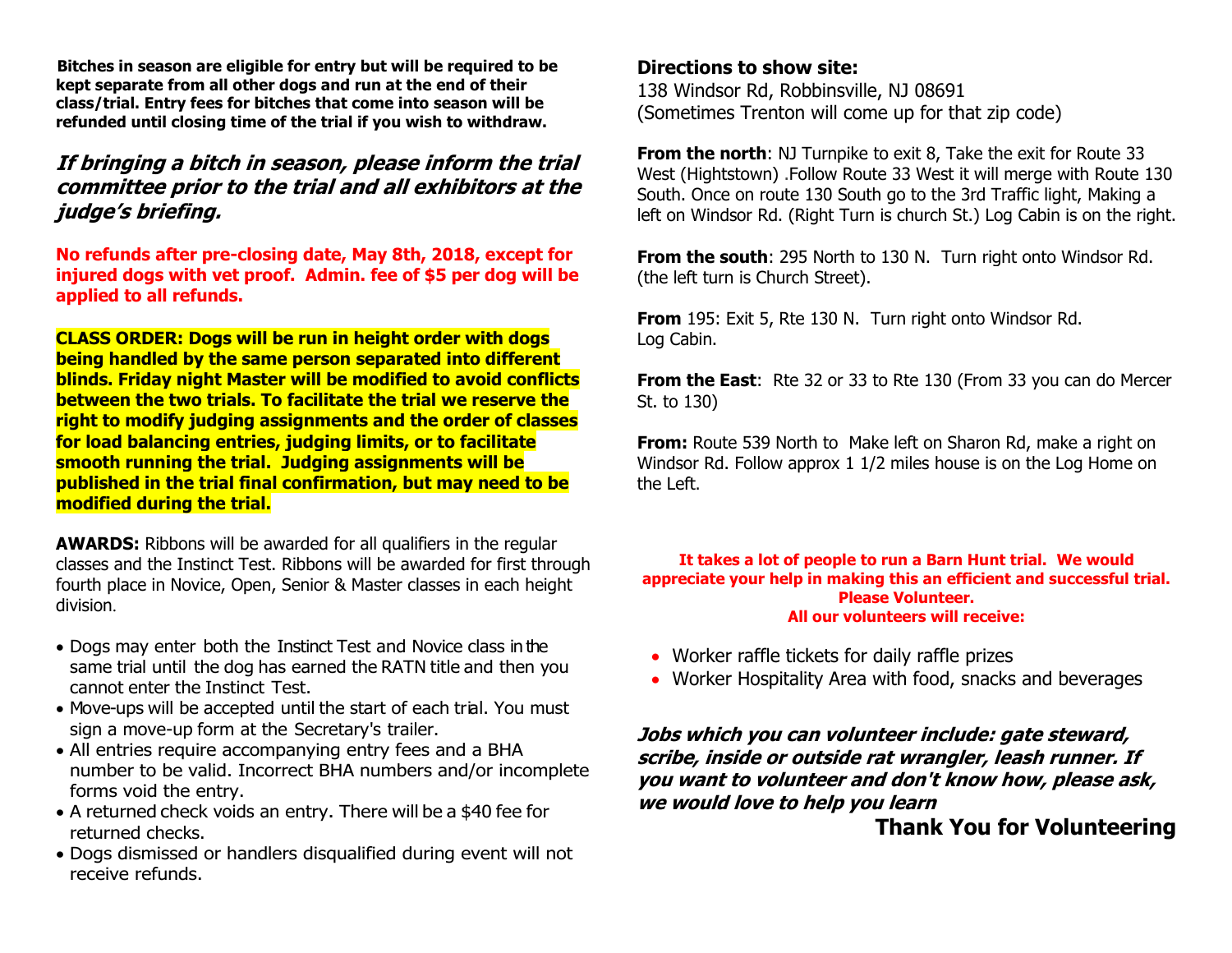**Bitches in season are eligible for entry but will be required to be kept separate from all other dogs and run at the end of their class/trial. Entry fees for bitches that come into season will be refunded until closing time of the trial if you wish to withdraw.**

***If bringing a bitch in season, please inform the trial committee prior to the trial and all exhibitors at the judge's briefing.***

**No refunds after pre-closing date, May 8th, 2018, except for injured dogs with vet proof. Admin. fee of $5 per dog will be applied to all refunds.**

**CLASS ORDER: Dogs will be run in height order with dogs being handled by the same person separated into different blinds. Friday night Master will be modified to avoid conflicts between the two trials. To facilitate the trial we reserve the right to modify judging assignments and the order of classes for load balancing entries, judging limits, or to facilitate smooth running the trial. Judging assignments will be published in the trial final confirmation, but may need to be modified during the trial.**

**AWARDS:** Ribbons will be awarded for all qualifiers in the regular classes and the Instinct Test. Ribbons will be awarded for first through fourth place in Novice, Open, Senior & Master classes in each height division.

- Dogs may enter both the Instinct Test and Novice class in the same trial until the dog has earned the RATN title and then you cannot enter the Instinct Test.
- Move-ups will be accepted until the start of each trial. You must sign a move-up form at the Secretary's trailer.
- All entries require accompanying entry fees and a BHA number to be valid. Incorrect BHA numbers and/or incomplete forms void the entry.
- A returned check voids an entry. There will be a $40 fee for returned checks.
- Dogs dismissed or handlers disqualified during event will not receive refunds.

**Directions to show site:**
138 Windsor Rd, Robbinsville, NJ 08691
(Sometimes Trenton will come up for that zip code)

**From the north**: NJ Turnpike to exit 8, Take the exit for Route 33 West (Hightstown) .Follow Route 33 West it will merge with Route 130 South. Once on route 130 South go to the 3rd Traffic light, Making a left on Windsor Rd. (Right Turn is church St.) Log Cabin is on the right.

**From the south**: 295 North to 130 N. Turn right onto Windsor Rd. (the left turn is Church Street).

**From** 195: Exit 5, Rte 130 N. Turn right onto Windsor Rd.
Log Cabin.

**From the East**: Rte 32 or 33 to Rte 130 (From 33 you can do Mercer St. to 130)

**From:** Route 539 North to Make left on Sharon Rd, make a right on Windsor Rd. Follow approx 1 1/2 miles house is on the Log Home on the Left.

**It takes a lot of people to run a Barn Hunt trial. We would appreciate your help in making this an efficient and successful trial. Please Volunteer.**
**All our volunteers will receive:**

- Worker raffle tickets for daily raffle prizes
- Worker Hospitality Area with food, snacks and beverages

***Jobs which you can volunteer include: gate steward, scribe, inside or outside rat wrangler, leash runner. If you want to volunteer and don't know how, please ask, we would love to help you learn***

**Thank You for Volunteering**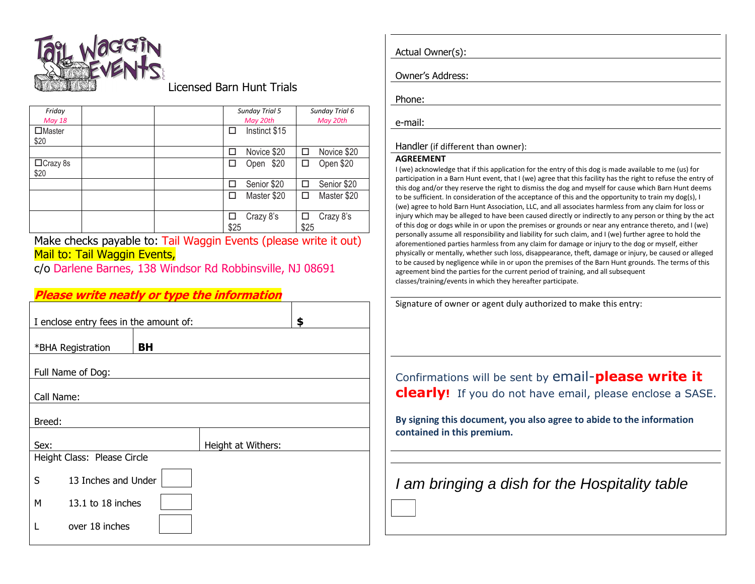Tail Waggin Events

Licensed Barn Hunt Trials

| Friday May 18 | | | Sunday Trial 5 May 20th | Sunday Trial 6 May 20th |
|---|---|---|---|---|
| ☐Master $20 | | | ☐ Instinct $15 | |
| | | | ☐ Novice $20 | ☐ Novice $20 |
| ☐Crazy 8s $20 | | | ☐ Open $20 | ☐ Open $20 |
| | | | ☐ Senior $20 | ☐ Senior $20 |
| | | | ☐ Master $20 | ☐ Master $20 |
| | | | ☐ Crazy 8's $25 | ☐ Crazy 8's $25 |

Make checks payable to: Tail Waggin Events (please write it out)

Mail to: Tail Waggin Events,

c/o Darlene Barnes, 138 Windsor Rd Robbinsville, NJ 08691

***Please write neatly or type the information***

| I enclose entry fees in the amount of: | **$** |
|---|---|

| *BHA Registration | **BH** |
|---|---|

Full Name of Dog:

Call Name:

Breed:

| Sex: | Height at Withers: |
|---|---|

Height Class: Please Circle

| | | |
|---|---|---|
| S | 13 Inches and Under | ☐ |
| M | 13.1 to 18 inches | ☐ |
| L | over 18 inches | ☐ |

Actual Owner(s):

Owner's Address:

Phone:

e-mail:

Handler (if different than owner):

**AGREEMENT**

I (we) acknowledge that if this application for the entry of this dog is made available to me (us) for participation in a Barn Hunt event, that I (we) agree that this facility has the right to refuse the entry of this dog and/or they reserve the right to dismiss the dog and myself for cause which Barn Hunt deems to be sufficient. In consideration of the acceptance of this and the opportunity to train my dog(s), I (we) agree to hold Barn Hunt Association, LLC, and all associates harmless from any claim for loss or injury which may be alleged to have been caused directly or indirectly to any person or thing by the act of this dog or dogs while in or upon the premises or grounds or near any entrance thereto, and I (we) personally assume all responsibility and liability for such claim, and I (we) further agree to hold the aforementioned parties harmless from any claim for damage or injury to the dog or myself, either physically or mentally, whether such loss, disappearance, theft, damage or injury, be caused or alleged to be caused by negligence while in or upon the premises of the Barn Hunt grounds. The terms of this agreement bind the parties for the current period of training, and all subsequent classes/training/events in which they hereafter participate.

Signature of owner or agent duly authorized to make this entry:

Confirmations will be sent by email-**please write it clearly!** If you do not have email, please enclose a SASE.

**By signing this document, you also agree to abide to the information contained in this premium.**

*I am bringing a dish for the Hospitality table*

☐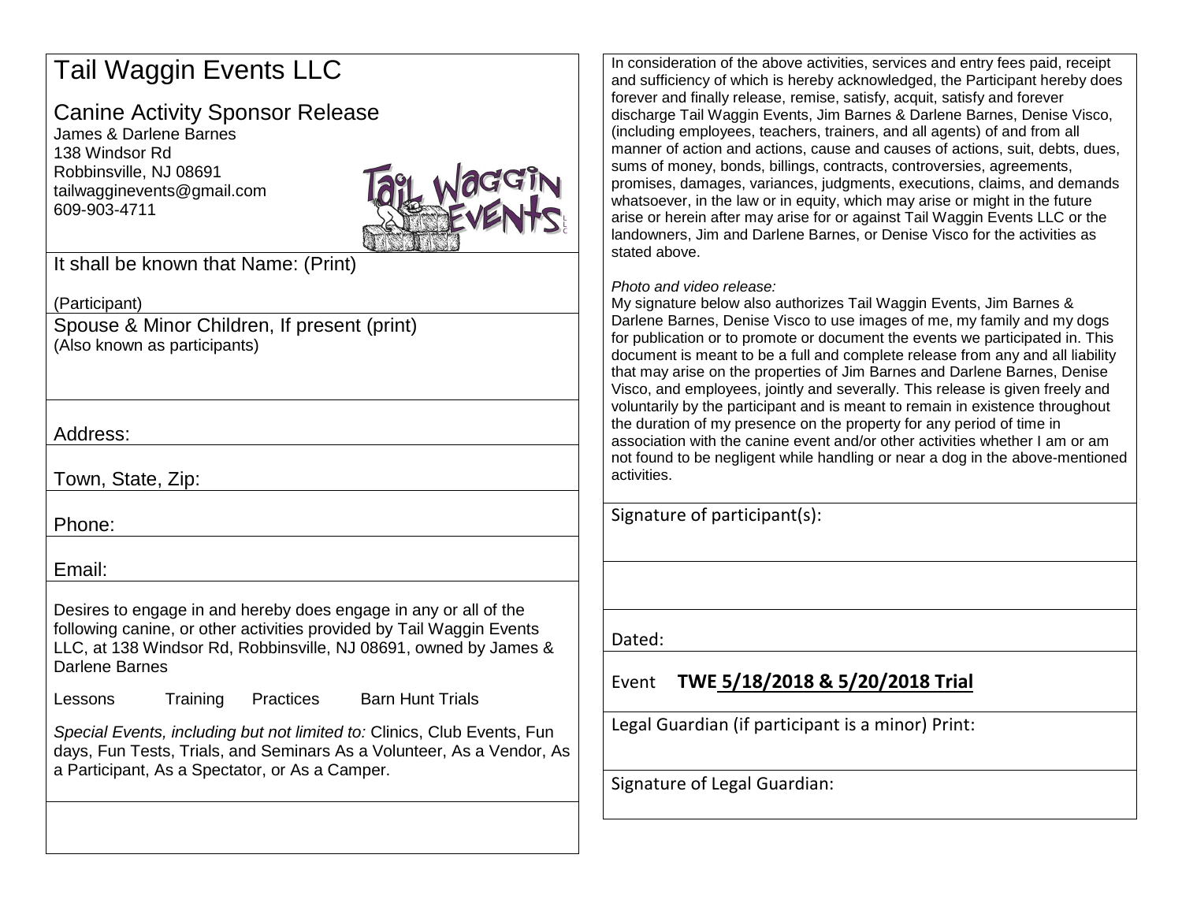# Tail Waggin Events LLC

## Canine Activity Sponsor Release

James & Darlene Barnes
138 Windsor Rd
Robbinsville, NJ 08691
tailwagginevents@gmail.com
609-903-4711

It shall be known that Name: (Print)

(Participant)

Spouse & Minor Children, If present (print)
(Also known as participants)

Address:

Town, State, Zip:

Phone:

Email:

Desires to engage in and hereby does engage in any or all of the following canine, or other activities provided by Tail Waggin Events LLC, at 138 Windsor Rd, Robbinsville, NJ 08691, owned by James & Darlene Barnes

Lessons  Training  Practices  Barn Hunt Trials

*Special Events, including but not limited to:* Clinics, Club Events, Fun days, Fun Tests, Trials, and Seminars As a Volunteer, As a Vendor, As a Participant, As a Spectator, or As a Camper.

In consideration of the above activities, services and entry fees paid, receipt and sufficiency of which is hereby acknowledged, the Participant hereby does forever and finally release, remise, satisfy, acquit, satisfy and forever discharge Tail Waggin Events, Jim Barnes & Darlene Barnes, Denise Visco, (including employees, teachers, trainers, and all agents) of and from all manner of action and actions, cause and causes of actions, suit, debts, dues, sums of money, bonds, billings, contracts, controversies, agreements, promises, damages, variances, judgments, executions, claims, and demands whatsoever, in the law or in equity, which may arise or might in the future arise or herein after may arise for or against Tail Waggin Events LLC or the landowners, Jim and Darlene Barnes, or Denise Visco for the activities as stated above.

*Photo and video release:*
My signature below also authorizes Tail Waggin Events, Jim Barnes & Darlene Barnes, Denise Visco to use images of me, my family and my dogs for publication or to promote or document the events we participated in. This document is meant to be a full and complete release from any and all liability that may arise on the properties of Jim Barnes and Darlene Barnes, Denise Visco, and employees, jointly and severally. This release is given freely and voluntarily by the participant and is meant to remain in existence throughout the duration of my presence on the property for any period of time in association with the canine event and/or other activities whether I am or am not found to be negligent while handling or near a dog in the above-mentioned activities.

Signature of participant(s):

Dated:

Event **TWE 5/18/2018 & 5/20/2018 Trial**

Legal Guardian (if participant is a minor) Print:

Signature of Legal Guardian: